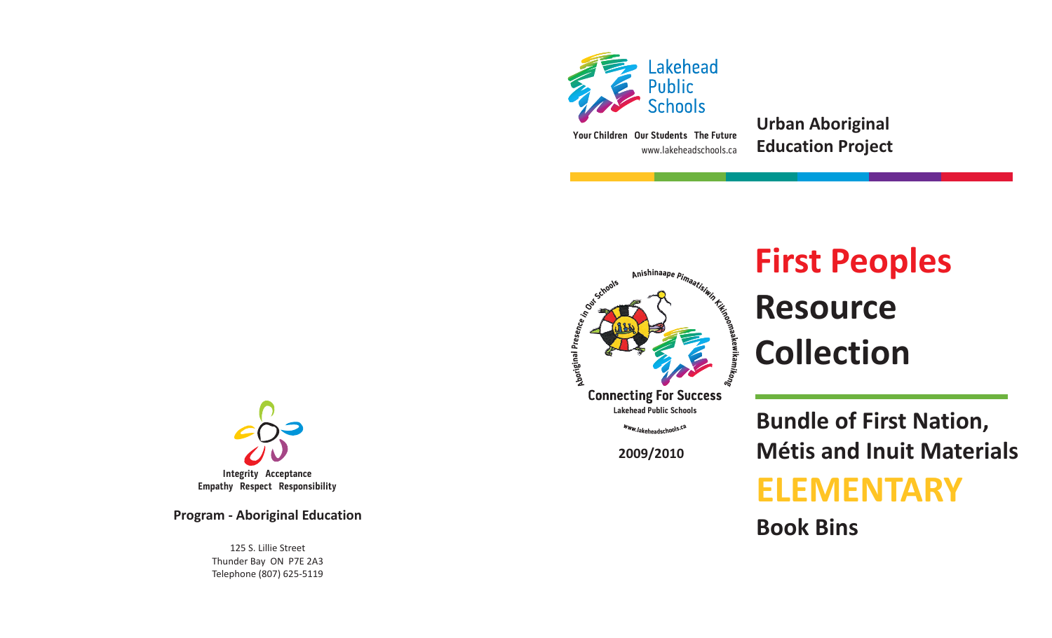Lakehead Public Schools

Your Children Our Students The Future
www.lakeheadschools.ca

**Urban Aboriginal Education Project**

Anishinaape Pimaatisiwin Kikinoomaakewikamikong
Aboriginal Presence in Our Schools

Connecting For Success
Lakehead Public Schools
www.lakeheadschools.ca

**2009/2010**

# First Peoples Resource Collection

## Bundle of First Nation, Métis and Inuit Materials

# ELEMENTARY

## Book Bins

Integrity Acceptance
Empathy Respect Responsibility

**Program - Aboriginal Education**

125 S. Lillie Street
Thunder Bay ON P7E 2A3
Telephone (807) 625-5119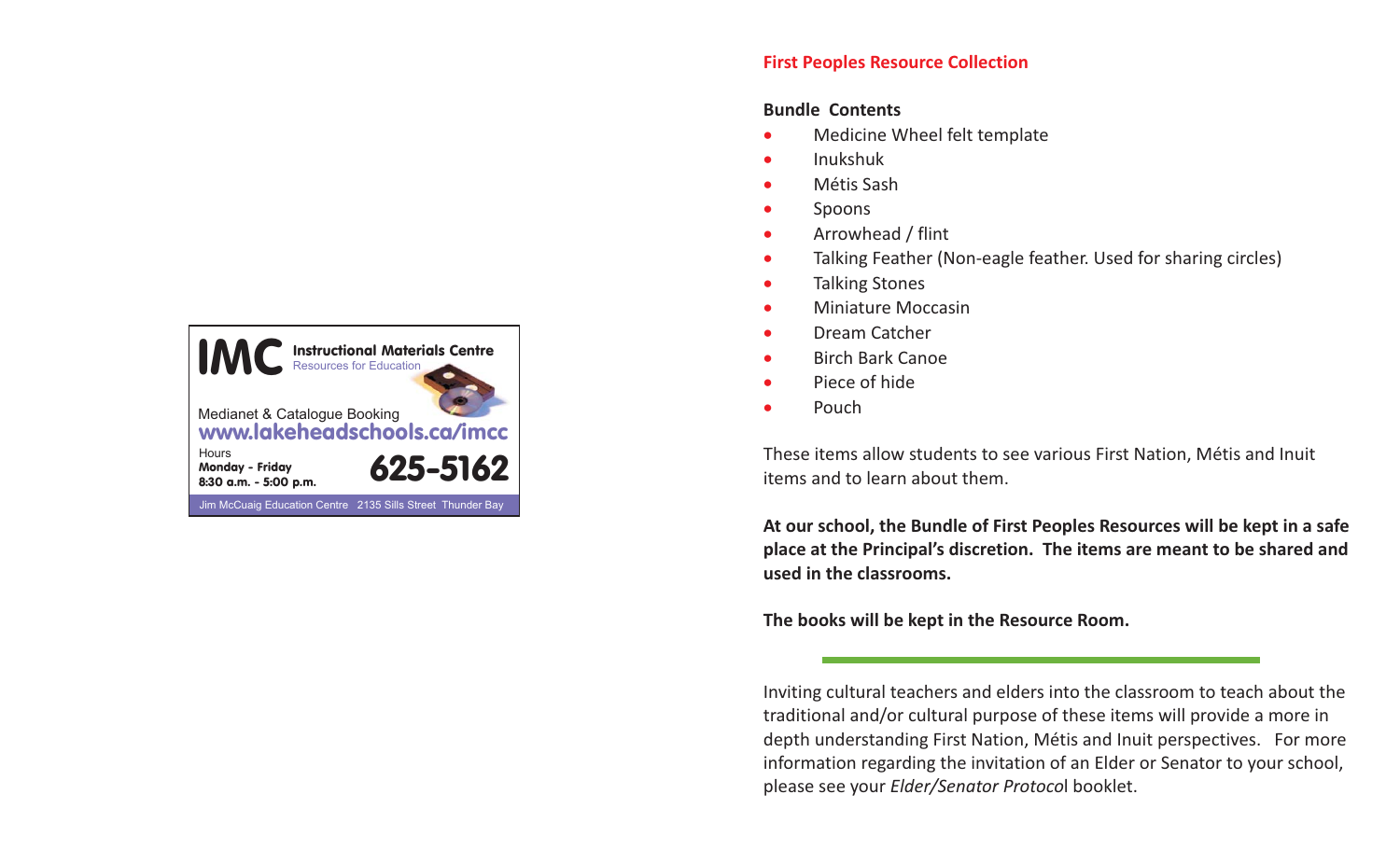**IMC** Instructional Materials Centre
Resources for Education

Medianet & Catalogue Booking
www.lakeheadschools.ca/imcc

Hours
**Monday - Friday**
**8:30 a.m. - 5:00 p.m.**

**625-5162**

Jim McCuaig Education Centre 2135 Sills Street Thunder Bay

## First Peoples Resource Collection

**Bundle Contents**

- Medicine Wheel felt template
- Inukshuk
- Métis Sash
- Spoons
- Arrowhead / flint
- Talking Feather (Non-eagle feather. Used for sharing circles)
- Talking Stones
- Miniature Moccasin
- Dream Catcher
- Birch Bark Canoe
- Piece of hide
- Pouch

These items allow students to see various First Nation, Métis and Inuit items and to learn about them.

**At our school, the Bundle of First Peoples Resources will be kept in a safe place at the Principal's discretion. The items are meant to be shared and used in the classrooms.**

**The books will be kept in the Resource Room.**

---

Inviting cultural teachers and elders into the classroom to teach about the traditional and/or cultural purpose of these items will provide a more in depth understanding First Nation, Métis and Inuit perspectives. For more information regarding the invitation of an Elder or Senator to your school, please see your *Elder/Senator Protocol* booklet.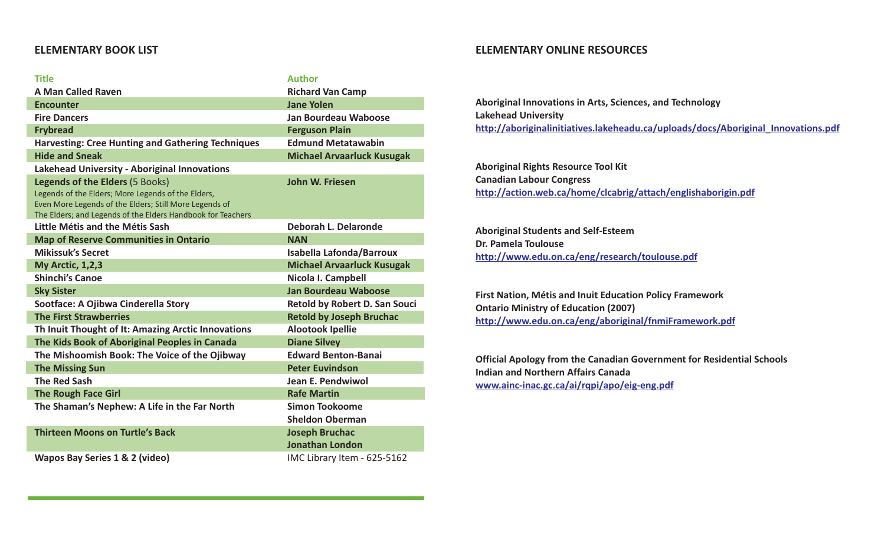## ELEMENTARY BOOK LIST

| Title | Author |
|---|---|
| **A Man Called Raven** | **Richard Van Camp** |
| **Encounter** | **Jane Yolen** |
| **Fire Dancers** | **Jan Bourdeau Waboose** |
| **Frybread** | **Ferguson Plain** |
| **Harvesting: Cree Hunting and Gathering Techniques** | **Edmund Metatawabin** |
| **Hide and Sneak** | **Michael Arvaarluck Kusugak** |
| **Lakehead University - Aboriginal Innovations** | |
| **Legends of the Elders** (5 Books) Legends of the Elders; More Legends of the Elders, Even More Legends of the Elders; Still More Legends of The Elders; and Legends of the Elders Handbook for Teachers | **John W. Friesen** |
| **Little Métis and the Métis Sash** | **Deborah L. Delaronde** |
| **Map of Reserve Communities in Ontario** | **NAN** |
| **Mikissuk's Secret** | **Isabella Lafonda/Barroux** |
| **My Arctic, 1,2,3** | **Michael Arvaarluck Kusugak** |
| **Shinchi's Canoe** | **Nicola I. Campbell** |
| **Sky Sister** | **Jan Bourdeau Waboose** |
| **Sootface: A Ojibwa Cinderella Story** | **Retold by Robert D. San Souci** |
| **The First Strawberries** | **Retold by Joseph Bruchac** |
| **Th Inuit Thought of It: Amazing Arctic Innovations** | **Alootook Ipellie** |
| **The Kids Book of Aboriginal Peoples in Canada** | **Diane Silvey** |
| **The Mishoomish Book: The Voice of the Ojibway** | **Edward Benton-Banai** |
| **The Missing Sun** | **Peter Euvindson** |
| **The Red Sash** | **Jean E. Pendwiwol** |
| **The Rough Face Girl** | **Rafe Martin** |
| **The Shaman's Nephew: A Life in the Far North** | **Simon Tookoome** **Sheldon Oberman** |
| **Thirteen Moons on Turtle's Back** | **Joseph Bruchac** **Jonathan London** |
| **Wapos Bay Series 1 & 2 (video)** | IMC Library Item - 625-5162 |

## ELEMENTARY ONLINE RESOURCES

**Aboriginal Innovations in Arts, Sciences, and Technology**
**Lakehead University**
**http://aboriginalinitiatives.lakeheadu.ca/uploads/docs/Aboriginal_Innovations.pdf**

**Aboriginal Rights Resource Tool Kit**
**Canadian Labour Congress**
**http://action.web.ca/home/clcabrig/attach/englishaborigin.pdf**

**Aboriginal Students and Self-Esteem**
**Dr. Pamela Toulouse**
**http://www.edu.on.ca/eng/research/toulouse.pdf**

**First Nation, Métis and Inuit Education Policy Framework**
**Ontario Ministry of Education (2007)**
**http://www.edu.on.ca/eng/aboriginal/fnmiFramework.pdf**

**Official Apology from the Canadian Government for Residential Schools**
**Indian and Northern Affairs Canada**
**www.ainc-inac.gc.ca/ai/rqpi/apo/eig-eng.pdf**